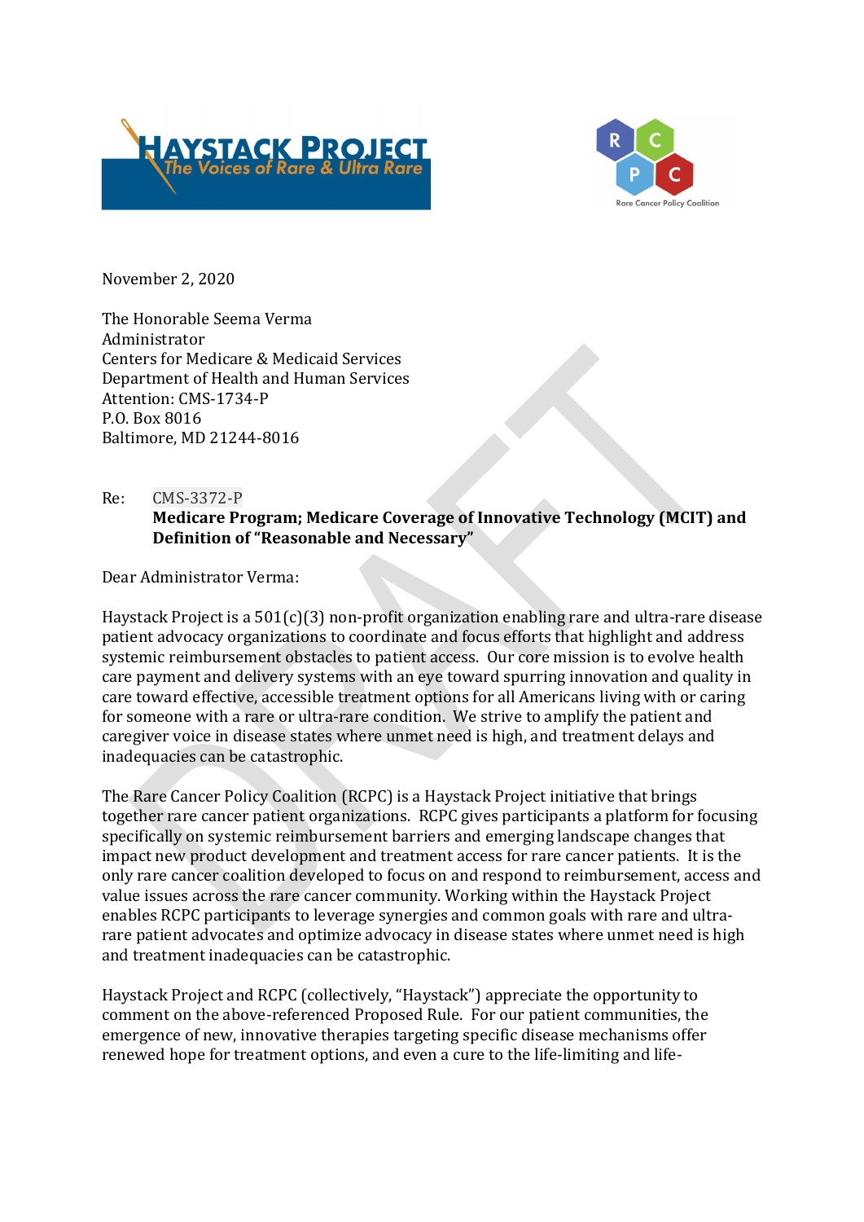November 2, 2020

The Honorable Seema Verma
Administrator
Centers for Medicare & Medicaid Services
Department of Health and Human Services
Attention: CMS-1734-P
P.O. Box 8016
Baltimore, MD 21244-8016

Re: CMS-3372-P
**Medicare Program; Medicare Coverage of Innovative Technology (MCIT) and Definition of "Reasonable and Necessary"**

Dear Administrator Verma:

Haystack Project is a 501(c)(3) non-profit organization enabling rare and ultra-rare disease patient advocacy organizations to coordinate and focus efforts that highlight and address systemic reimbursement obstacles to patient access. Our core mission is to evolve health care payment and delivery systems with an eye toward spurring innovation and quality in care toward effective, accessible treatment options for all Americans living with or caring for someone with a rare or ultra-rare condition. We strive to amplify the patient and caregiver voice in disease states where unmet need is high, and treatment delays and inadequacies can be catastrophic.

The Rare Cancer Policy Coalition (RCPC) is a Haystack Project initiative that brings together rare cancer patient organizations. RCPC gives participants a platform for focusing specifically on systemic reimbursement barriers and emerging landscape changes that impact new product development and treatment access for rare cancer patients. It is the only rare cancer coalition developed to focus on and respond to reimbursement, access and value issues across the rare cancer community. Working within the Haystack Project enables RCPC participants to leverage synergies and common goals with rare and ultra-rare patient advocates and optimize advocacy in disease states where unmet need is high and treatment inadequacies can be catastrophic.

Haystack Project and RCPC (collectively, "Haystack") appreciate the opportunity to comment on the above-referenced Proposed Rule. For our patient communities, the emergence of new, innovative therapies targeting specific disease mechanisms offer renewed hope for treatment options, and even a cure to the life-limiting and life-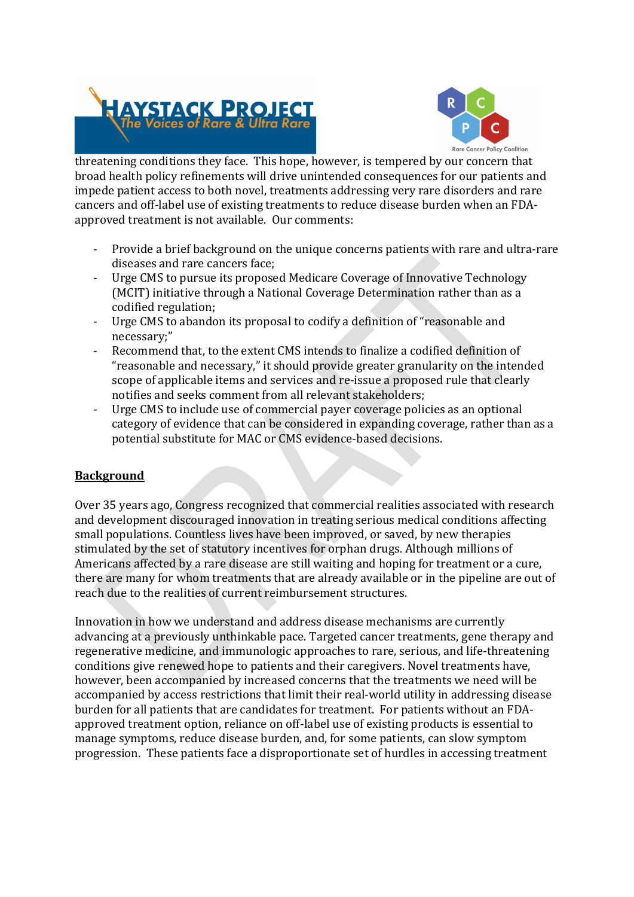threatening conditions they face. This hope, however, is tempered by our concern that broad health policy refinements will drive unintended consequences for our patients and impede patient access to both novel, treatments addressing very rare disorders and rare cancers and off-label use of existing treatments to reduce disease burden when an FDA-approved treatment is not available. Our comments:

- Provide a brief background on the unique concerns patients with rare and ultra-rare diseases and rare cancers face;
- Urge CMS to pursue its proposed Medicare Coverage of Innovative Technology (MCIT) initiative through a National Coverage Determination rather than as a codified regulation;
- Urge CMS to abandon its proposal to codify a definition of "reasonable and necessary;"
- Recommend that, to the extent CMS intends to finalize a codified definition of "reasonable and necessary," it should provide greater granularity on the intended scope of applicable items and services and re-issue a proposed rule that clearly notifies and seeks comment from all relevant stakeholders;
- Urge CMS to include use of commercial payer coverage policies as an optional category of evidence that can be considered in expanding coverage, rather than as a potential substitute for MAC or CMS evidence-based decisions.

## Background

Over 35 years ago, Congress recognized that commercial realities associated with research and development discouraged innovation in treating serious medical conditions affecting small populations. Countless lives have been improved, or saved, by new therapies stimulated by the set of statutory incentives for orphan drugs. Although millions of Americans affected by a rare disease are still waiting and hoping for treatment or a cure, there are many for whom treatments that are already available or in the pipeline are out of reach due to the realities of current reimbursement structures.

Innovation in how we understand and address disease mechanisms are currently advancing at a previously unthinkable pace. Targeted cancer treatments, gene therapy and regenerative medicine, and immunologic approaches to rare, serious, and life-threatening conditions give renewed hope to patients and their caregivers. Novel treatments have, however, been accompanied by increased concerns that the treatments we need will be accompanied by access restrictions that limit their real-world utility in addressing disease burden for all patients that are candidates for treatment. For patients without an FDA-approved treatment option, reliance on off-label use of existing products is essential to manage symptoms, reduce disease burden, and, for some patients, can slow symptom progression. These patients face a disproportionate set of hurdles in accessing treatment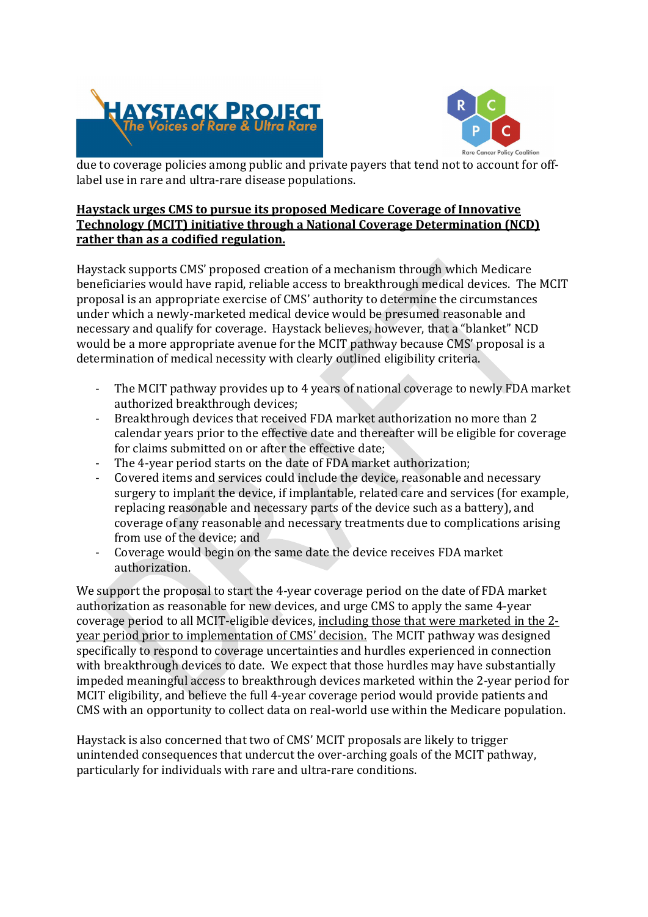due to coverage policies among public and private payers that tend not to account for off-label use in rare and ultra-rare disease populations.

**Haystack urges CMS to pursue its proposed Medicare Coverage of Innovative Technology (MCIT) initiative through a National Coverage Determination (NCD) rather than as a codified regulation.**

Haystack supports CMS' proposed creation of a mechanism through which Medicare beneficiaries would have rapid, reliable access to breakthrough medical devices. The MCIT proposal is an appropriate exercise of CMS' authority to determine the circumstances under which a newly-marketed medical device would be presumed reasonable and necessary and qualify for coverage. Haystack believes, however, that a "blanket" NCD would be a more appropriate avenue for the MCIT pathway because CMS' proposal is a determination of medical necessity with clearly outlined eligibility criteria.

- The MCIT pathway provides up to 4 years of national coverage to newly FDA market authorized breakthrough devices;
- Breakthrough devices that received FDA market authorization no more than 2 calendar years prior to the effective date and thereafter will be eligible for coverage for claims submitted on or after the effective date;
- The 4-year period starts on the date of FDA market authorization;
- Covered items and services could include the device, reasonable and necessary surgery to implant the device, if implantable, related care and services (for example, replacing reasonable and necessary parts of the device such as a battery), and coverage of any reasonable and necessary treatments due to complications arising from use of the device; and
- Coverage would begin on the same date the device receives FDA market authorization.

We support the proposal to start the 4-year coverage period on the date of FDA market authorization as reasonable for new devices, and urge CMS to apply the same 4-year coverage period to all MCIT-eligible devices, including those that were marketed in the 2-year period prior to implementation of CMS' decision. The MCIT pathway was designed specifically to respond to coverage uncertainties and hurdles experienced in connection with breakthrough devices to date. We expect that those hurdles may have substantially impeded meaningful access to breakthrough devices marketed within the 2-year period for MCIT eligibility, and believe the full 4-year coverage period would provide patients and CMS with an opportunity to collect data on real-world use within the Medicare population.

Haystack is also concerned that two of CMS' MCIT proposals are likely to trigger unintended consequences that undercut the over-arching goals of the MCIT pathway, particularly for individuals with rare and ultra-rare conditions.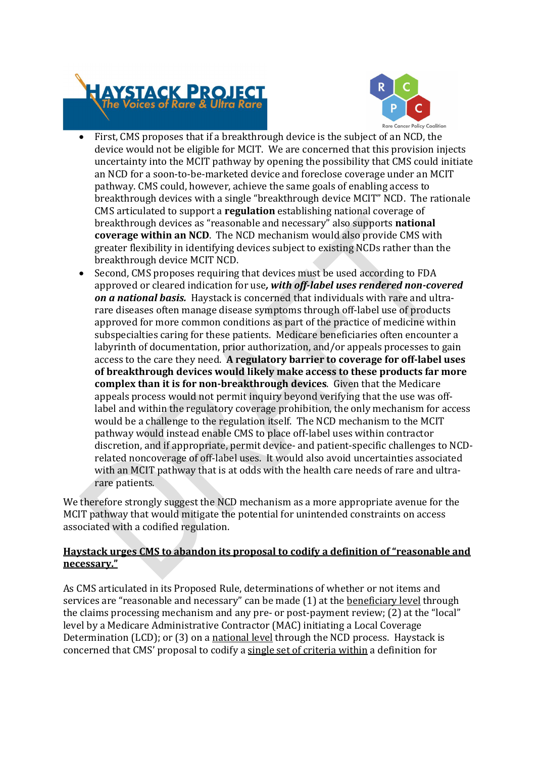- First, CMS proposes that if a breakthrough device is the subject of an NCD, the device would not be eligible for MCIT. We are concerned that this provision injects uncertainty into the MCIT pathway by opening the possibility that CMS could initiate an NCD for a soon-to-be-marketed device and foreclose coverage under an MCIT pathway. CMS could, however, achieve the same goals of enabling access to breakthrough devices with a single "breakthrough device MCIT" NCD. The rationale CMS articulated to support a **regulation** establishing national coverage of breakthrough devices as "reasonable and necessary" also supports **national coverage within an NCD**. The NCD mechanism would also provide CMS with greater flexibility in identifying devices subject to existing NCDs rather than the breakthrough device MCIT NCD.
- Second, CMS proposes requiring that devices must be used according to FDA approved or cleared indication for use***, with off-label uses rendered non-covered on a national basis.*** Haystack is concerned that individuals with rare and ultra-rare diseases often manage disease symptoms through off-label use of products approved for more common conditions as part of the practice of medicine within subspecialties caring for these patients. Medicare beneficiaries often encounter a labyrinth of documentation, prior authorization, and/or appeals processes to gain access to the care they need. **A regulatory barrier to coverage for off-label uses of breakthrough devices would likely make access to these products far more complex than it is for non-breakthrough devices**. Given that the Medicare appeals process would not permit inquiry beyond verifying that the use was off-label and within the regulatory coverage prohibition, the only mechanism for access would be a challenge to the regulation itself. The NCD mechanism to the MCIT pathway would instead enable CMS to place off-label uses within contractor discretion, and if appropriate, permit device- and patient-specific challenges to NCD-related noncoverage of off-label uses. It would also avoid uncertainties associated with an MCIT pathway that is at odds with the health care needs of rare and ultra-rare patients.

We therefore strongly suggest the NCD mechanism as a more appropriate avenue for the MCIT pathway that would mitigate the potential for unintended constraints on access associated with a codified regulation.

**<u>Haystack urges CMS to abandon its proposal to codify a definition of "reasonable and necessary."</u>**

As CMS articulated in its Proposed Rule, determinations of whether or not items and services are "reasonable and necessary" can be made (1) at the <u>beneficiary level</u> through the claims processing mechanism and any pre- or post-payment review; (2) at the "local" level by a Medicare Administrative Contractor (MAC) initiating a Local Coverage Determination (LCD); or (3) on a <u>national level</u> through the NCD process. Haystack is concerned that CMS' proposal to codify a <u>single set of criteria within</u> a definition for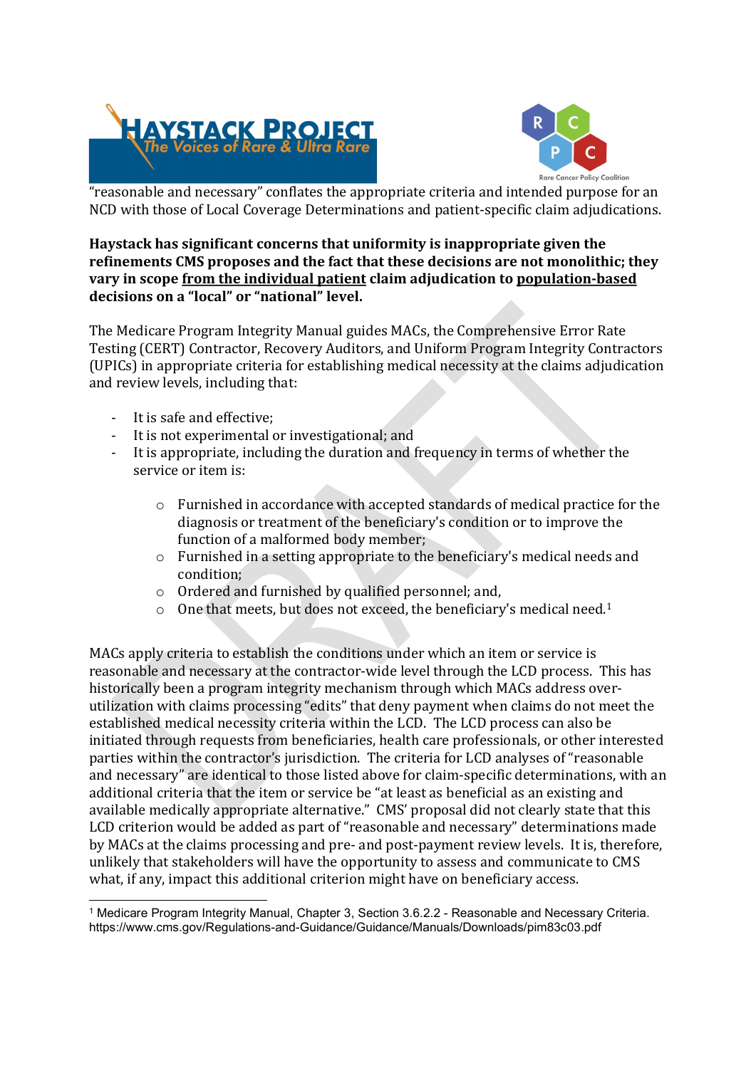"reasonable and necessary" conflates the appropriate criteria and intended purpose for an NCD with those of Local Coverage Determinations and patient-specific claim adjudications.

**Haystack has significant concerns that uniformity is inappropriate given the refinements CMS proposes and the fact that these decisions are not monolithic; they vary in scope <u>from the individual patient</u> claim adjudication to <u>population-based</u> decisions on a "local" or "national" level.**

The Medicare Program Integrity Manual guides MACs, the Comprehensive Error Rate Testing (CERT) Contractor, Recovery Auditors, and Uniform Program Integrity Contractors (UPICs) in appropriate criteria for establishing medical necessity at the claims adjudication and review levels, including that:

- It is safe and effective;
- It is not experimental or investigational; and
- It is appropriate, including the duration and frequency in terms of whether the service or item is:
  - Furnished in accordance with accepted standards of medical practice for the diagnosis or treatment of the beneficiary's condition or to improve the function of a malformed body member;
  - Furnished in a setting appropriate to the beneficiary's medical needs and condition;
  - Ordered and furnished by qualified personnel; and,
  - One that meets, but does not exceed, the beneficiary's medical need.[1]

MACs apply criteria to establish the conditions under which an item or service is reasonable and necessary at the contractor-wide level through the LCD process. This has historically been a program integrity mechanism through which MACs address over-utilization with claims processing "edits" that deny payment when claims do not meet the established medical necessity criteria within the LCD. The LCD process can also be initiated through requests from beneficiaries, health care professionals, or other interested parties within the contractor's jurisdiction. The criteria for LCD analyses of "reasonable and necessary" are identical to those listed above for claim-specific determinations, with an additional criteria that the item or service be "at least as beneficial as an existing and available medically appropriate alternative." CMS' proposal did not clearly state that this LCD criterion would be added as part of "reasonable and necessary" determinations made by MACs at the claims processing and pre- and post-payment review levels. It is, therefore, unlikely that stakeholders will have the opportunity to assess and communicate to CMS what, if any, impact this additional criterion might have on beneficiary access.

---

[1] Medicare Program Integrity Manual, Chapter 3, Section 3.6.2.2 - Reasonable and Necessary Criteria. https://www.cms.gov/Regulations-and-Guidance/Guidance/Manuals/Downloads/pim83c03.pdf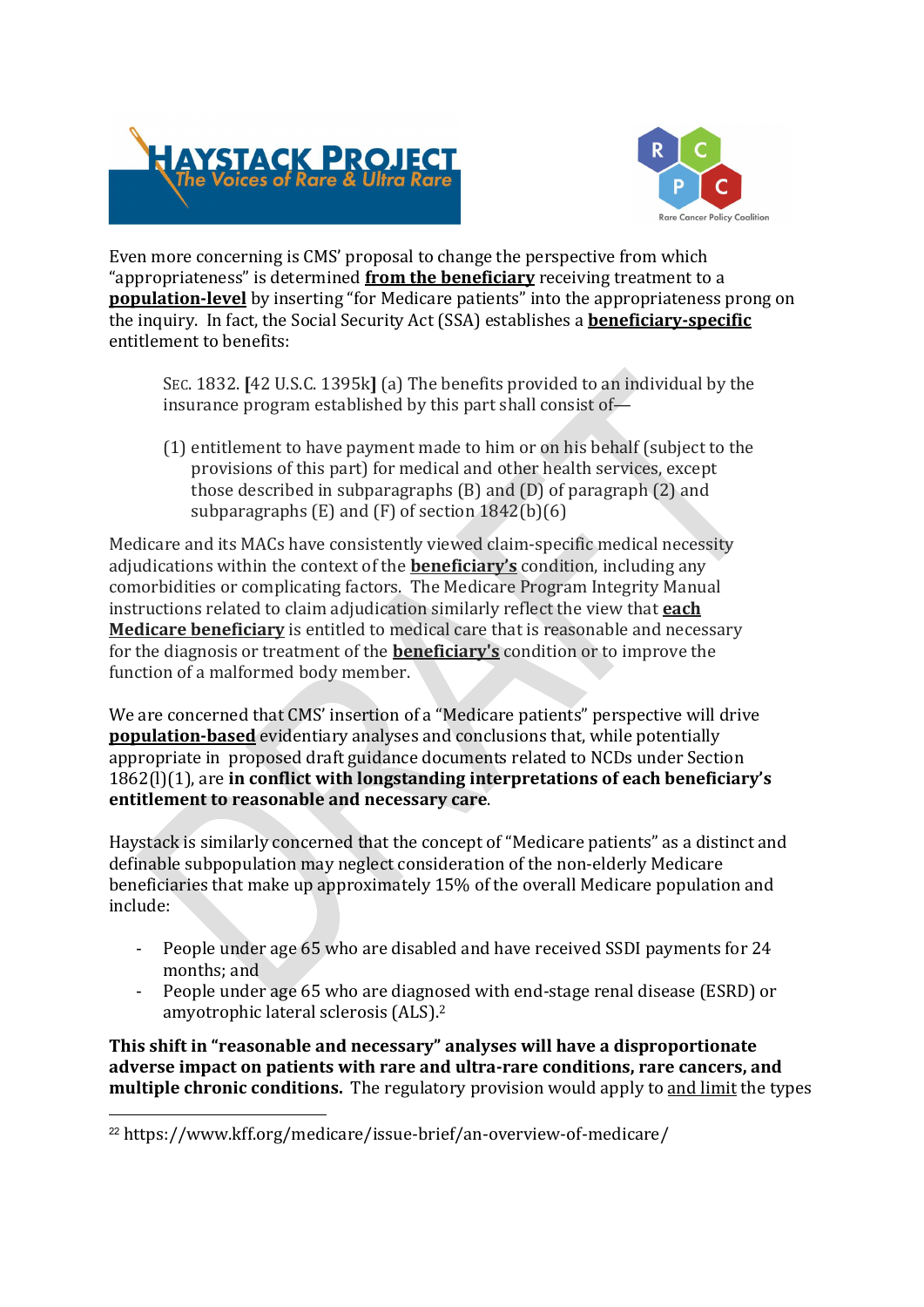Even more concerning is CMS' proposal to change the perspective from which "appropriateness" is determined **from the beneficiary** receiving treatment to a **population-level** by inserting "for Medicare patients" into the appropriateness prong on the inquiry. In fact, the Social Security Act (SSA) establishes a **beneficiary-specific** entitlement to benefits:

> SEC. 1832. [42 U.S.C. 1395k] (a) The benefits provided to an individual by the insurance program established by this part shall consist of—
>
> (1) entitlement to have payment made to him or on his behalf (subject to the provisions of this part) for medical and other health services, except those described in subparagraphs (B) and (D) of paragraph (2) and subparagraphs (E) and (F) of section 1842(b)(6)

Medicare and its MACs have consistently viewed claim-specific medical necessity adjudications within the context of the **beneficiary's** condition, including any comorbidities or complicating factors. The Medicare Program Integrity Manual instructions related to claim adjudication similarly reflect the view that **each Medicare beneficiary** is entitled to medical care that is reasonable and necessary for the diagnosis or treatment of the **beneficiary's** condition or to improve the function of a malformed body member.

We are concerned that CMS' insertion of a "Medicare patients" perspective will drive **population-based** evidentiary analyses and conclusions that, while potentially appropriate in proposed draft guidance documents related to NCDs under Section 1862(l)(1), are **in conflict with longstanding interpretations of each beneficiary's entitlement to reasonable and necessary care**.

Haystack is similarly concerned that the concept of "Medicare patients" as a distinct and definable subpopulation may neglect consideration of the non-elderly Medicare beneficiaries that make up approximately 15% of the overall Medicare population and include:

- People under age 65 who are disabled and have received SSDI payments for 24 months; and
- People under age 65 who are diagnosed with end-stage renal disease (ESRD) or amyotrophic lateral sclerosis (ALS).[2]

**This shift in "reasonable and necessary" analyses will have a disproportionate adverse impact on patients with rare and ultra-rare conditions, rare cancers, and multiple chronic conditions.** The regulatory provision would apply to and limit the types

---

[2] https://www.kff.org/medicare/issue-brief/an-overview-of-medicare/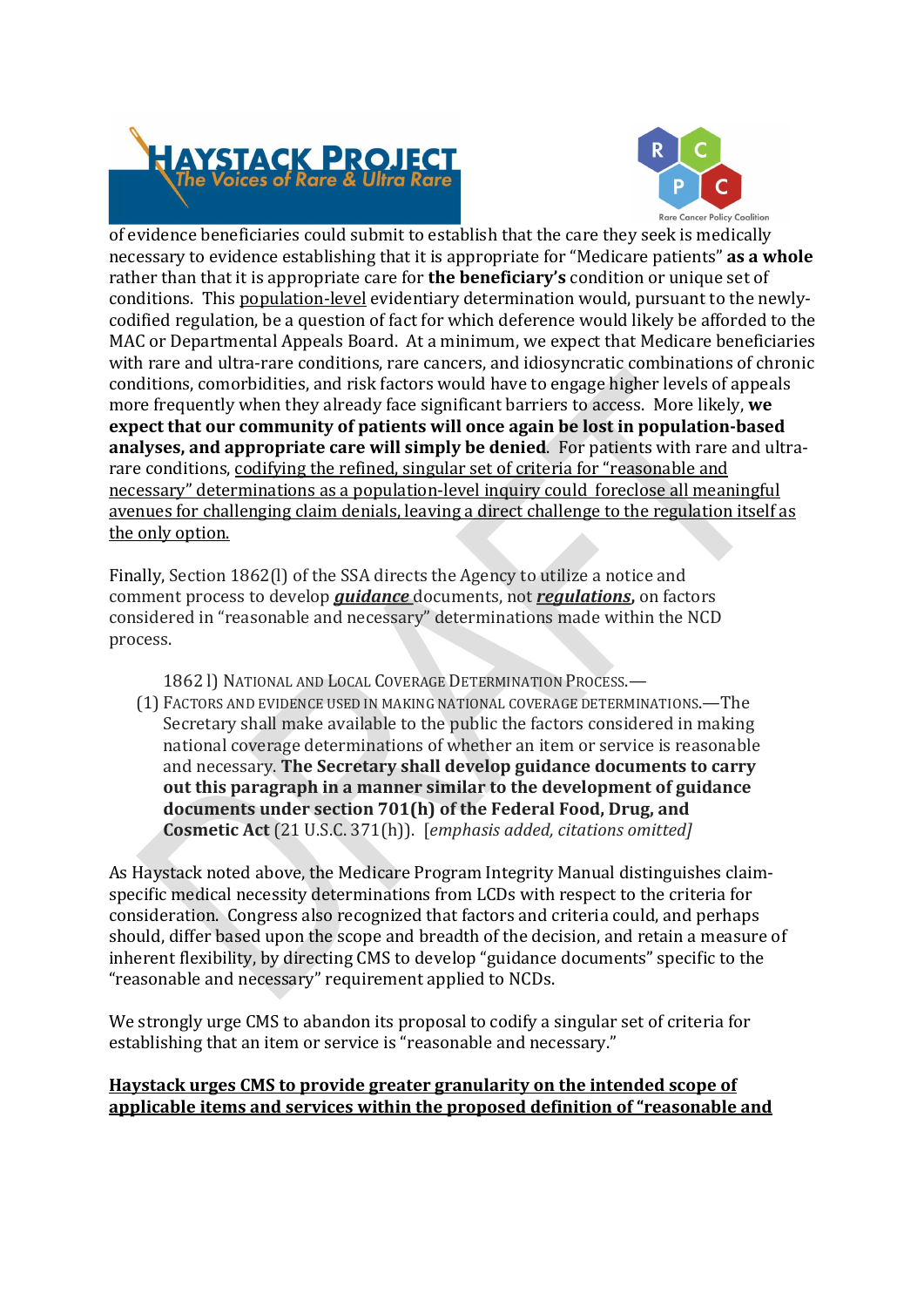of evidence beneficiaries could submit to establish that the care they seek is medically necessary to evidence establishing that it is appropriate for "Medicare patients" **as a whole** rather than that it is appropriate care for **the beneficiary's** condition or unique set of conditions. This population-level evidentiary determination would, pursuant to the newly-codified regulation, be a question of fact for which deference would likely be afforded to the MAC or Departmental Appeals Board. At a minimum, we expect that Medicare beneficiaries with rare and ultra-rare conditions, rare cancers, and idiosyncratic combinations of chronic conditions, comorbidities, and risk factors would have to engage higher levels of appeals more frequently when they already face significant barriers to access. More likely, **we expect that our community of patients will once again be lost in population-based analyses, and appropriate care will simply be denied**. For patients with rare and ultra-rare conditions, codifying the refined, singular set of criteria for "reasonable and necessary" determinations as a population-level inquiry could foreclose all meaningful avenues for challenging claim denials, leaving a direct challenge to the regulation itself as the only option.

Finally, Section 1862(l) of the SSA directs the Agency to utilize a notice and comment process to develop ***guidance*** documents, not ***regulations***, on factors considered in "reasonable and necessary" determinations made within the NCD process.

> 1862 l) NATIONAL AND LOCAL COVERAGE DETERMINATION PROCESS.—
>
> (1) FACTORS AND EVIDENCE USED IN MAKING NATIONAL COVERAGE DETERMINATIONS.—The Secretary shall make available to the public the factors considered in making national coverage determinations of whether an item or service is reasonable and necessary. **The Secretary shall develop guidance documents to carry out this paragraph in a manner similar to the development of guidance documents under section 701(h) of the Federal Food, Drug, and Cosmetic Act** (21 U.S.C. 371(h)). [*emphasis added, citations omitted]*

As Haystack noted above, the Medicare Program Integrity Manual distinguishes claim-specific medical necessity determinations from LCDs with respect to the criteria for consideration. Congress also recognized that factors and criteria could, and perhaps should, differ based upon the scope and breadth of the decision, and retain a measure of inherent flexibility, by directing CMS to develop "guidance documents" specific to the "reasonable and necessary" requirement applied to NCDs.

We strongly urge CMS to abandon its proposal to codify a singular set of criteria for establishing that an item or service is "reasonable and necessary."

**Haystack urges CMS to provide greater granularity on the intended scope of applicable items and services within the proposed definition of "reasonable and**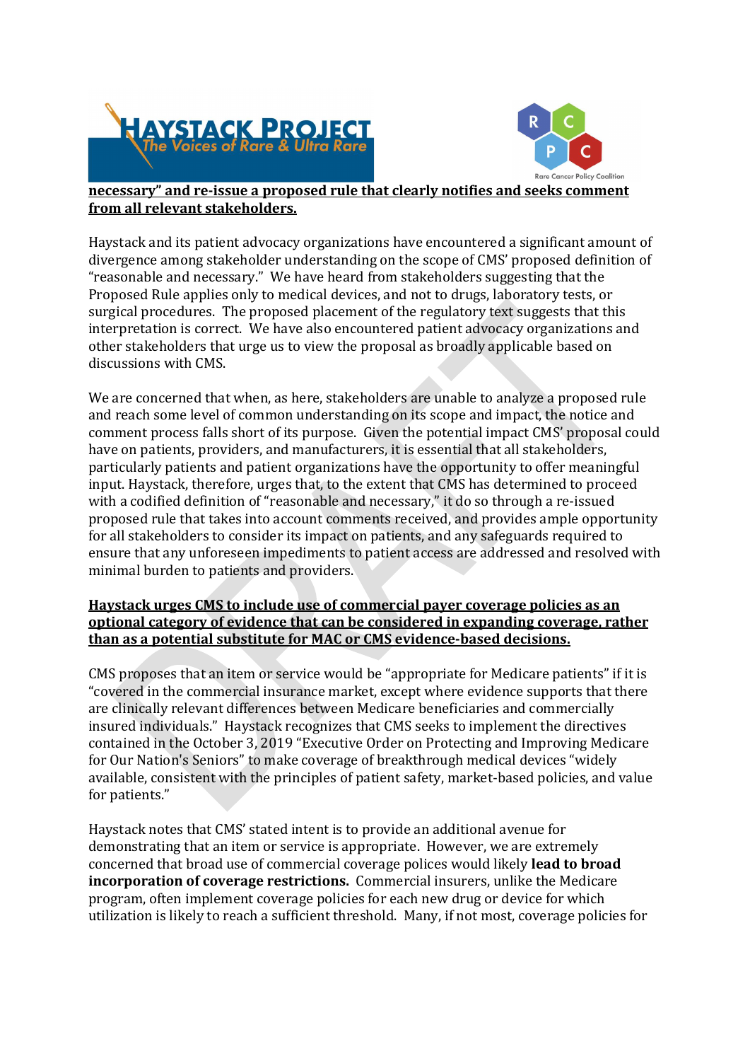**necessary" and re-issue a proposed rule that clearly notifies and seeks comment from all relevant stakeholders.**

Haystack and its patient advocacy organizations have encountered a significant amount of divergence among stakeholder understanding on the scope of CMS' proposed definition of "reasonable and necessary." We have heard from stakeholders suggesting that the Proposed Rule applies only to medical devices, and not to drugs, laboratory tests, or surgical procedures. The proposed placement of the regulatory text suggests that this interpretation is correct. We have also encountered patient advocacy organizations and other stakeholders that urge us to view the proposal as broadly applicable based on discussions with CMS.

We are concerned that when, as here, stakeholders are unable to analyze a proposed rule and reach some level of common understanding on its scope and impact, the notice and comment process falls short of its purpose. Given the potential impact CMS' proposal could have on patients, providers, and manufacturers, it is essential that all stakeholders, particularly patients and patient organizations have the opportunity to offer meaningful input. Haystack, therefore, urges that, to the extent that CMS has determined to proceed with a codified definition of "reasonable and necessary," it do so through a re-issued proposed rule that takes into account comments received, and provides ample opportunity for all stakeholders to consider its impact on patients, and any safeguards required to ensure that any unforeseen impediments to patient access are addressed and resolved with minimal burden to patients and providers.

**Haystack urges CMS to include use of commercial payer coverage policies as an optional category of evidence that can be considered in expanding coverage, rather than as a potential substitute for MAC or CMS evidence-based decisions.**

CMS proposes that an item or service would be "appropriate for Medicare patients" if it is "covered in the commercial insurance market, except where evidence supports that there are clinically relevant differences between Medicare beneficiaries and commercially insured individuals." Haystack recognizes that CMS seeks to implement the directives contained in the October 3, 2019 "Executive Order on Protecting and Improving Medicare for Our Nation's Seniors" to make coverage of breakthrough medical devices "widely available, consistent with the principles of patient safety, market-based policies, and value for patients."

Haystack notes that CMS' stated intent is to provide an additional avenue for demonstrating that an item or service is appropriate. However, we are extremely concerned that broad use of commercial coverage polices would likely **lead to broad incorporation of coverage restrictions.** Commercial insurers, unlike the Medicare program, often implement coverage policies for each new drug or device for which utilization is likely to reach a sufficient threshold. Many, if not most, coverage policies for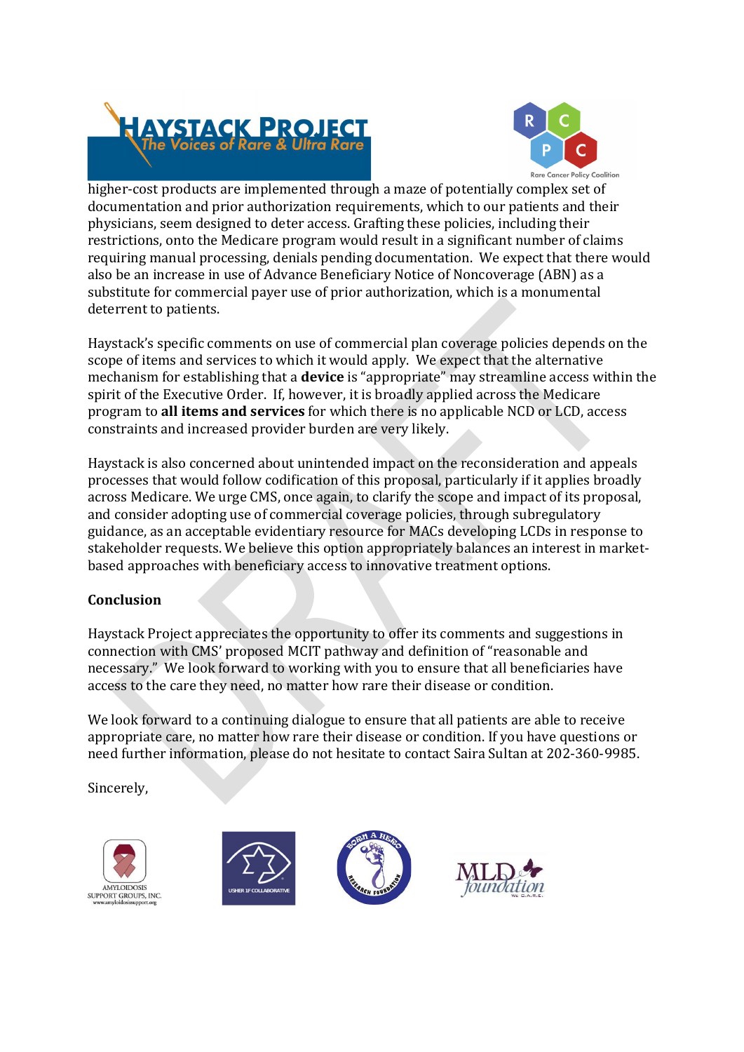higher-cost products are implemented through a maze of potentially complex set of documentation and prior authorization requirements, which to our patients and their physicians, seem designed to deter access. Grafting these policies, including their restrictions, onto the Medicare program would result in a significant number of claims requiring manual processing, denials pending documentation. We expect that there would also be an increase in use of Advance Beneficiary Notice of Noncoverage (ABN) as a substitute for commercial payer use of prior authorization, which is a monumental deterrent to patients.

Haystack's specific comments on use of commercial plan coverage policies depends on the scope of items and services to which it would apply. We expect that the alternative mechanism for establishing that a **device** is "appropriate" may streamline access within the spirit of the Executive Order. If, however, it is broadly applied across the Medicare program to **all items and services** for which there is no applicable NCD or LCD, access constraints and increased provider burden are very likely.

Haystack is also concerned about unintended impact on the reconsideration and appeals processes that would follow codification of this proposal, particularly if it applies broadly across Medicare. We urge CMS, once again, to clarify the scope and impact of its proposal, and consider adopting use of commercial coverage policies, through subregulatory guidance, as an acceptable evidentiary resource for MACs developing LCDs in response to stakeholder requests. We believe this option appropriately balances an interest in market-based approaches with beneficiary access to innovative treatment options.

**Conclusion**

Haystack Project appreciates the opportunity to offer its comments and suggestions in connection with CMS' proposed MCIT pathway and definition of "reasonable and necessary." We look forward to working with you to ensure that all beneficiaries have access to the care they need, no matter how rare their disease or condition.

We look forward to a continuing dialogue to ensure that all patients are able to receive appropriate care, no matter how rare their disease or condition. If you have questions or need further information, please do not hesitate to contact Saira Sultan at 202-360-9985.

Sincerely,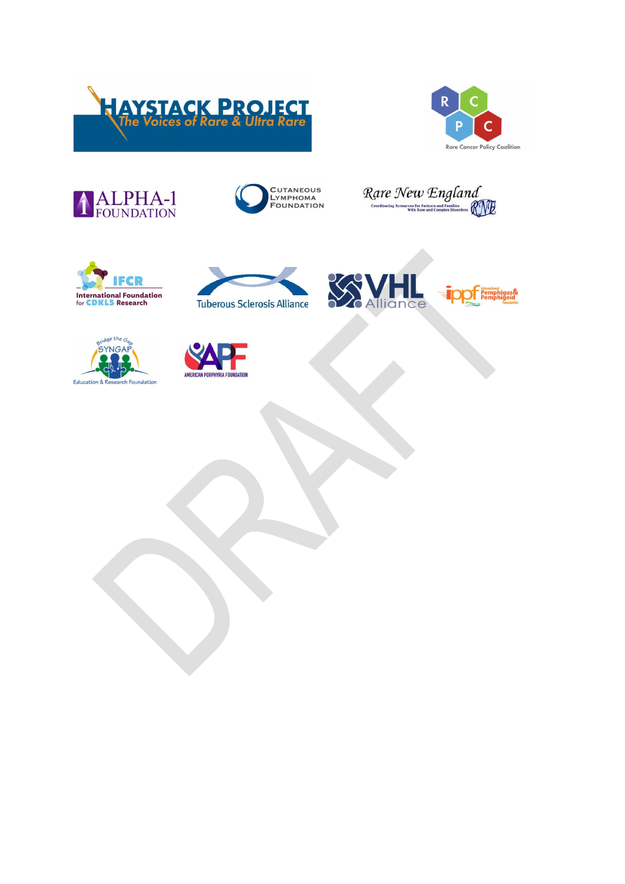HAYSTACK PROJECT
The Voices of Rare & Ultra Rare

RCPC
Rare Cancer Policy Coalition

ALPHA-1 FOUNDATION

CUTANEOUS LYMPHOMA FOUNDATION

Rare New England
Coordinating Resources for Patients and Families With Rare and Complex Disorders

IFCR
International Foundation for CDKL5 Research

Tuberous Sclerosis Alliance

VHL Alliance

ipf International Pemphigus & Pemphigoid Foundation

Bridge the Gap SYNGAP Education & Research Foundation

APF AMERICAN PORPHYRIA FOUNDATION

DRAFT